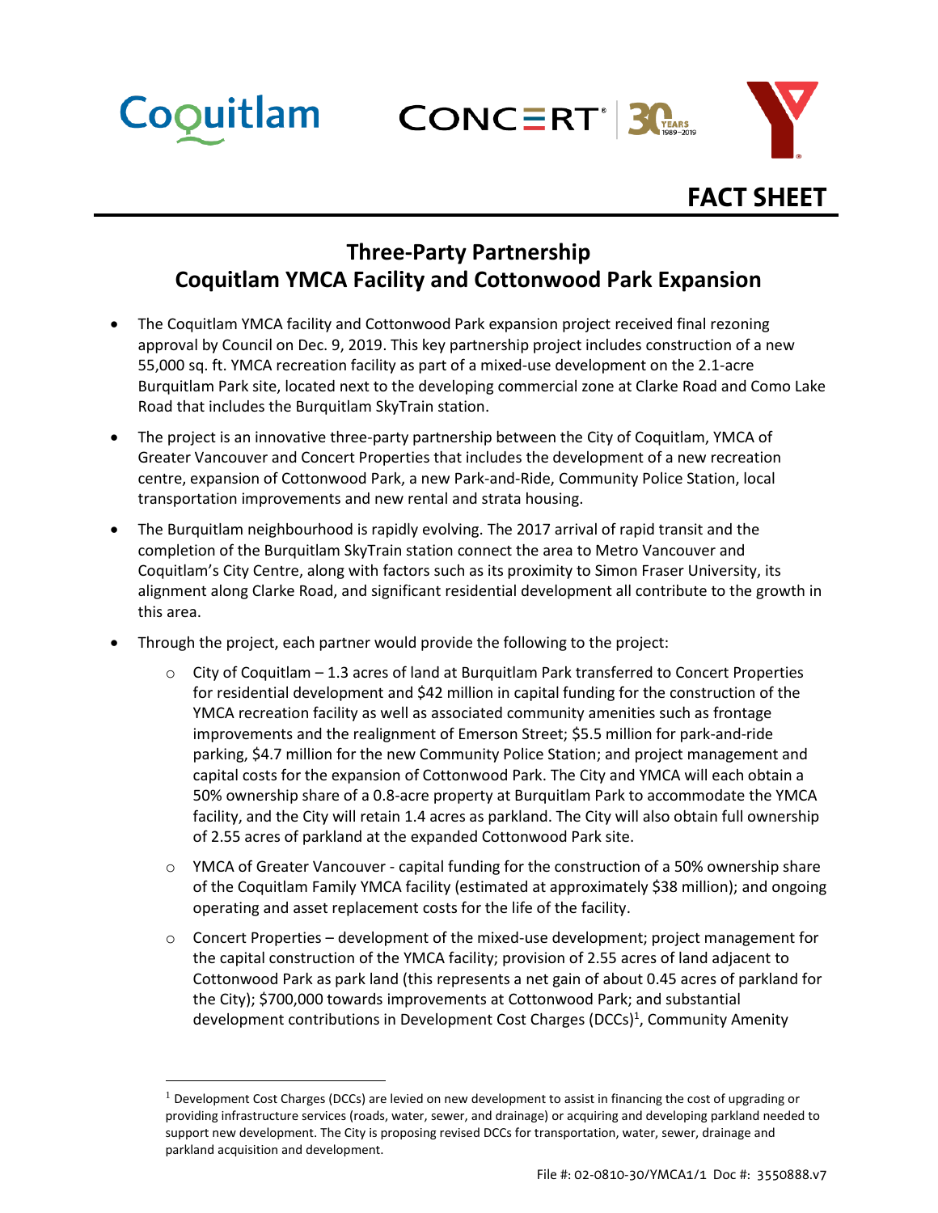# FACT SHEET

## Three-Party Partnership
## Coquitlam YMCA Facility and Cottonwood Park Expansion

- The Coquitlam YMCA facility and Cottonwood Park expansion project received final rezoning approval by Council on Dec. 9, 2019. This key partnership project includes construction of a new 55,000 sq. ft. YMCA recreation facility as part of a mixed-use development on the 2.1-acre Burquitlam Park site, located next to the developing commercial zone at Clarke Road and Como Lake Road that includes the Burquitlam SkyTrain station.
- The project is an innovative three-party partnership between the City of Coquitlam, YMCA of Greater Vancouver and Concert Properties that includes the development of a new recreation centre, expansion of Cottonwood Park, a new Park-and-Ride, Community Police Station, local transportation improvements and new rental and strata housing.
- The Burquitlam neighbourhood is rapidly evolving. The 2017 arrival of rapid transit and the completion of the Burquitlam SkyTrain station connect the area to Metro Vancouver and Coquitlam's City Centre, along with factors such as its proximity to Simon Fraser University, its alignment along Clarke Road, and significant residential development all contribute to the growth in this area.
- Through the project, each partner would provide the following to the project:
  - City of Coquitlam – 1.3 acres of land at Burquitlam Park transferred to Concert Properties for residential development and $42 million in capital funding for the construction of the YMCA recreation facility as well as associated community amenities such as frontage improvements and the realignment of Emerson Street; $5.5 million for park-and-ride parking, $4.7 million for the new Community Police Station; and project management and capital costs for the expansion of Cottonwood Park. The City and YMCA will each obtain a 50% ownership share of a 0.8-acre property at Burquitlam Park to accommodate the YMCA facility, and the City will retain 1.4 acres as parkland. The City will also obtain full ownership of 2.55 acres of parkland at the expanded Cottonwood Park site.
  - YMCA of Greater Vancouver - capital funding for the construction of a 50% ownership share of the Coquitlam Family YMCA facility (estimated at approximately $38 million); and ongoing operating and asset replacement costs for the life of the facility.
  - Concert Properties – development of the mixed-use development; project management for the capital construction of the YMCA facility; provision of 2.55 acres of land adjacent to Cottonwood Park as park land (this represents a net gain of about 0.45 acres of parkland for the City); $700,000 towards improvements at Cottonwood Park; and substantial development contributions in Development Cost Charges (DCCs)[1], Community Amenity

[1] Development Cost Charges (DCCs) are levied on new development to assist in financing the cost of upgrading or providing infrastructure services (roads, water, sewer, and drainage) or acquiring and developing parkland needed to support new development. The City is proposing revised DCCs for transportation, water, sewer, drainage and parkland acquisition and development.

File #: 02-0810-30/YMCA1/1 Doc #: 3550888.v7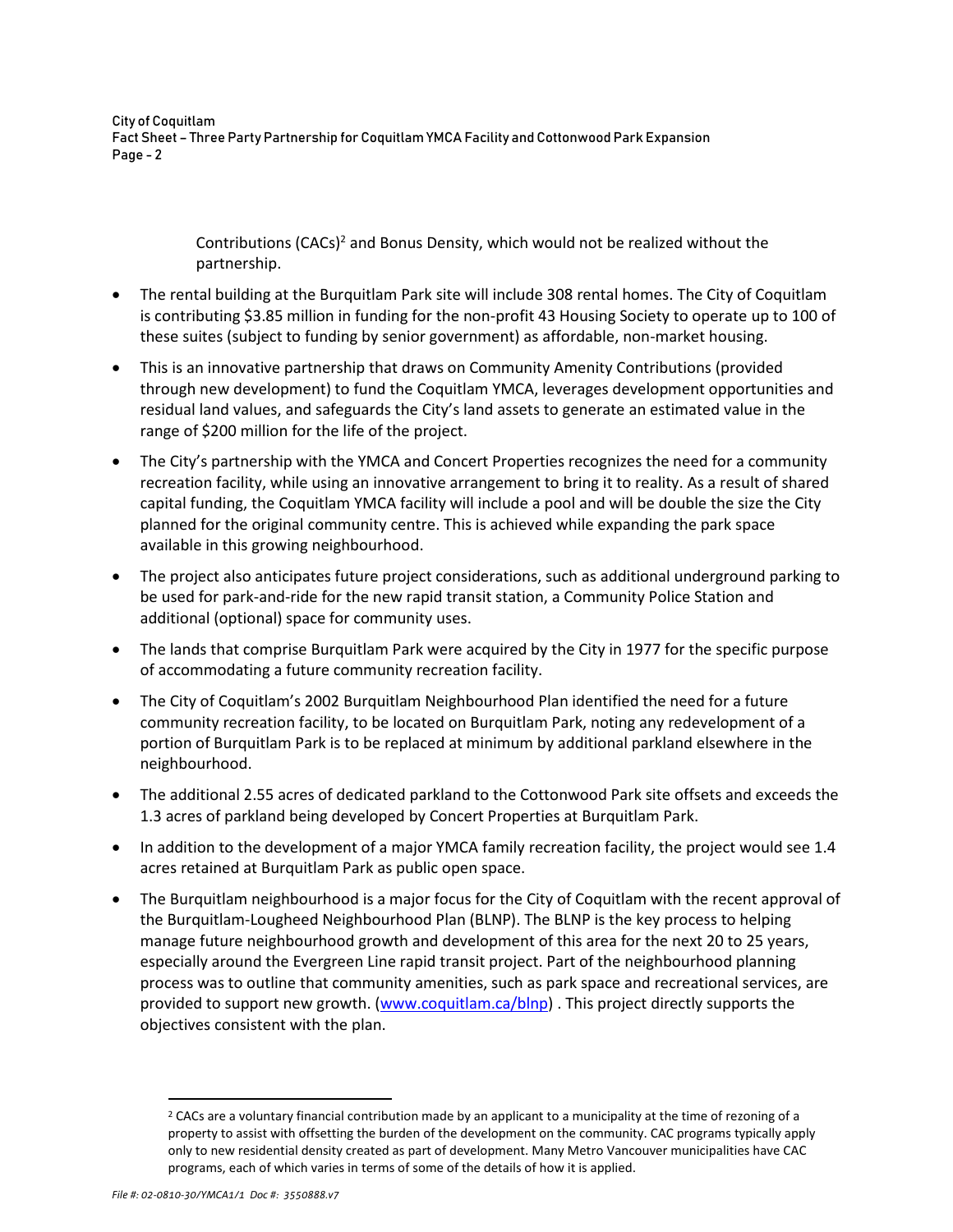Contributions (CACs)[2] and Bonus Density, which would not be realized without the partnership.

- The rental building at the Burquitlam Park site will include 308 rental homes. The City of Coquitlam is contributing $3.85 million in funding for the non-profit 43 Housing Society to operate up to 100 of these suites (subject to funding by senior government) as affordable, non-market housing.
- This is an innovative partnership that draws on Community Amenity Contributions (provided through new development) to fund the Coquitlam YMCA, leverages development opportunities and residual land values, and safeguards the City's land assets to generate an estimated value in the range of $200 million for the life of the project.
- The City's partnership with the YMCA and Concert Properties recognizes the need for a community recreation facility, while using an innovative arrangement to bring it to reality. As a result of shared capital funding, the Coquitlam YMCA facility will include a pool and will be double the size the City planned for the original community centre. This is achieved while expanding the park space available in this growing neighbourhood.
- The project also anticipates future project considerations, such as additional underground parking to be used for park-and-ride for the new rapid transit station, a Community Police Station and additional (optional) space for community uses.
- The lands that comprise Burquitlam Park were acquired by the City in 1977 for the specific purpose of accommodating a future community recreation facility.
- The City of Coquitlam's 2002 Burquitlam Neighbourhood Plan identified the need for a future community recreation facility, to be located on Burquitlam Park, noting any redevelopment of a portion of Burquitlam Park is to be replaced at minimum by additional parkland elsewhere in the neighbourhood.
- The additional 2.55 acres of dedicated parkland to the Cottonwood Park site offsets and exceeds the 1.3 acres of parkland being developed by Concert Properties at Burquitlam Park.
- In addition to the development of a major YMCA family recreation facility, the project would see 1.4 acres retained at Burquitlam Park as public open space.
- The Burquitlam neighbourhood is a major focus for the City of Coquitlam with the recent approval of the Burquitlam-Lougheed Neighbourhood Plan (BLNP). The BLNP is the key process to helping manage future neighbourhood growth and development of this area for the next 20 to 25 years, especially around the Evergreen Line rapid transit project. Part of the neighbourhood planning process was to outline that community amenities, such as park space and recreational services, are provided to support new growth. ([www.coquitlam.ca/blnp](www.coquitlam.ca/blnp)) . This project directly supports the objectives consistent with the plan.

---

[2] CACs are a voluntary financial contribution made by an applicant to a municipality at the time of rezoning of a property to assist with offsetting the burden of the development on the community. CAC programs typically apply only to new residential density created as part of development. Many Metro Vancouver municipalities have CAC programs, each of which varies in terms of some of the details of how it is applied.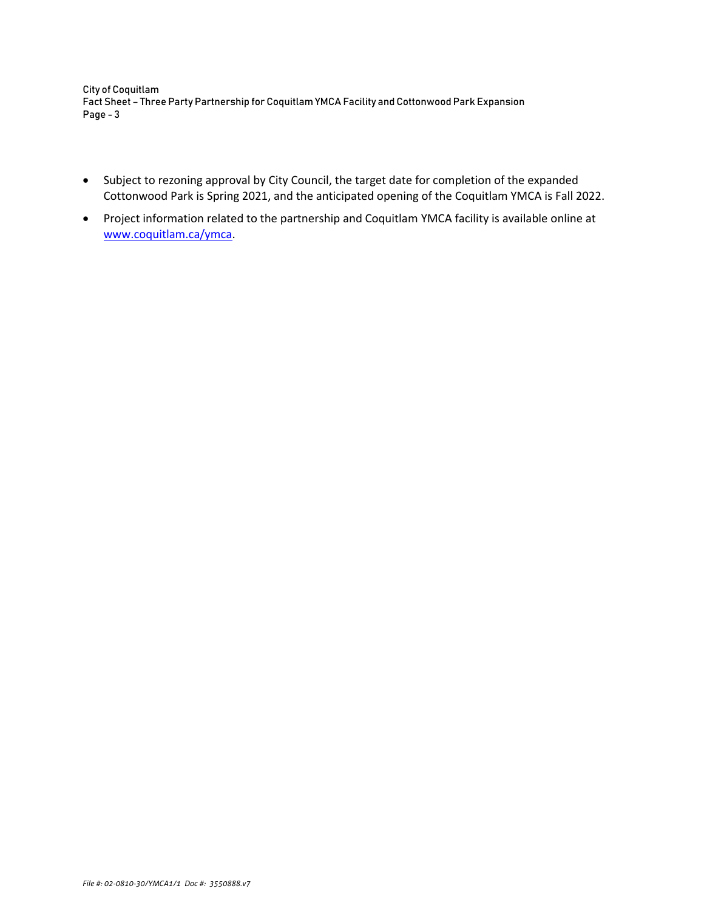- Subject to rezoning approval by City Council, the target date for completion of the expanded Cottonwood Park is Spring 2021, and the anticipated opening of the Coquitlam YMCA is Fall 2022.
- Project information related to the partnership and Coquitlam YMCA facility is available online at [www.coquitlam.ca/ymca](www.coquitlam.ca/ymca).

*File #: 02-0810-30/YMCA1/1 Doc #: 3550888.v7*